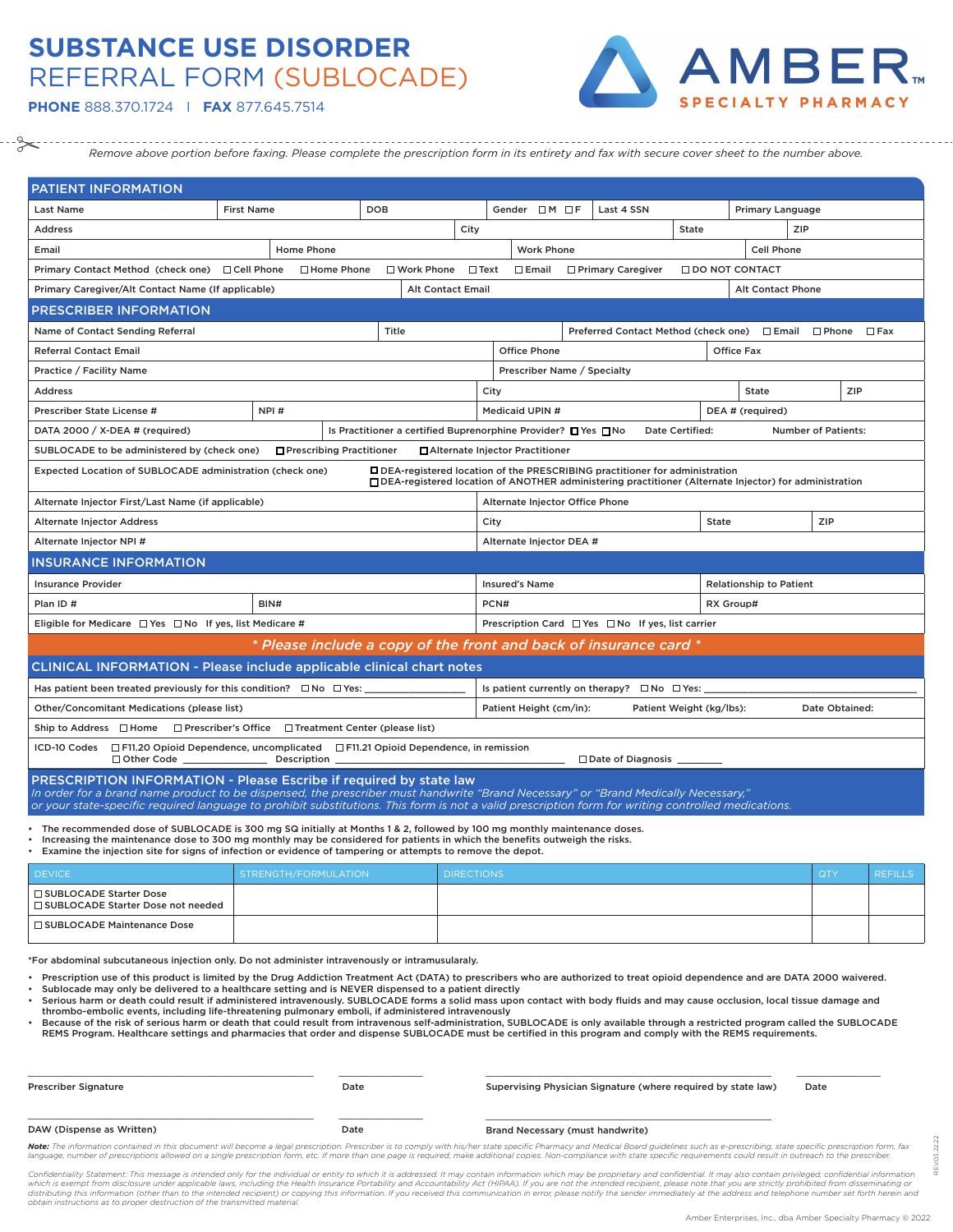# SUBSTANCE USE DISORDER REFERRAL FORM (SUBLOCADE)

**PHONE** 888.370.1724 | **FAX** 877.645.7514

AMBER™ SPECIALTY PHARMACY

*Remove above portion before faxing. Please complete the prescription form in its entirety and fax with secure cover sheet to the number above.*

## PATIENT INFORMATION

| Last Name | First Name | DOB | Gender ☐M ☐F | Last 4 SSN | Primary Language |
|---|---|---|---|---|---|

| Address | City | State | ZIP |
|---|---|---|---|

| Email | Home Phone | Work Phone | Cell Phone |
|---|---|---|---|

Primary Contact Method (check one) ☐Cell Phone ☐Home Phone ☐Work Phone ☐Text ☐Email ☐Primary Caregiver ☐DO NOT CONTACT

| Primary Caregiver/Alt Contact Name (If applicable) | Alt Contact Email | Alt Contact Phone |
|---|---|---|

## PRESCRIBER INFORMATION

| Name of Contact Sending Referral | Title | Preferred Contact Method (check one) ☐Email ☐Phone ☐Fax |
|---|---|---|

| Referral Contact Email | Office Phone | Office Fax |
|---|---|---|

| Practice / Facility Name | Prescriber Name / Specialty |
|---|---|

| Address | City | State | ZIP |
|---|---|---|---|

| Prescriber State License # | NPI # | Medicaid UPIN # | DEA # (required) |
|---|---|---|---|

DATA 2000 / X-DEA # (required) | Is Practitioner a certified Buprenorphine Provider? ☐Yes ☐No | Date Certified: | Number of Patients:

SUBLOCADE to be administered by (check one) ☐Prescribing Practitioner ☐Alternate Injector Practitioner

Expected Location of SUBLOCADE administration (check one)
☐DEA-registered location of the PRESCRIBING practitioner for administration
☐DEA-registered location of ANOTHER administering practitioner (Alternate Injector) for administration

| Alternate Injector First/Last Name (if applicable) | Alternate Injector Office Phone |
|---|---|

| Alternate Injector Address | City | State | ZIP |
|---|---|---|---|

| Alternate Injector NPI # | Alternate Injector DEA # |
|---|---|

## INSURANCE INFORMATION

| Insurance Provider | Insured's Name | Relationship to Patient |
|---|---|---|

| Plan ID # | BIN# | PCN# | RX Group# |
|---|---|---|---|

Eligible for Medicare ☐Yes ☐No If yes, list Medicare # | Prescription Card ☐Yes ☐No If yes, list carrier

*\* Please include a copy of the front and back of insurance card \**

## CLINICAL INFORMATION - Please include applicable clinical chart notes

Has patient been treated previously for this condition? ☐No ☐Yes: ________________ | Is patient currently on therapy? ☐No ☐Yes: ________________

Other/Concomitant Medications (please list) | Patient Height (cm/in): | Patient Weight (kg/lbs): | Date Obtained:

Ship to Address ☐Home ☐Prescriber's Office ☐Treatment Center (please list)

ICD-10 Codes ☐F11.20 Opioid Dependence, uncomplicated ☐F11.21 Opioid Dependence, in remission
☐Other Code ____________ Description ______________________ ☐Date of Diagnosis ________

## PRESCRIPTION INFORMATION - Please Escribe if required by state law

*In order for a brand name product to be dispensed, the prescriber must handwrite "Brand Necessary" or "Brand Medically Necessary," or your state-specific required language to prohibit substitutions. This form is not a valid prescription form for writing controlled medications.*

- The recommended dose of SUBLOCADE is 300 mg SQ initially at Months 1 & 2, followed by 100 mg monthly maintenance doses.
- Increasing the maintenance dose to 300 mg monthly may be considered for patients in which the benefits outweigh the risks.
- Examine the injection site for signs of infection or evidence of tampering or attempts to remove the depot.

| DEVICE | STRENGTH/FORMULATION | DIRECTIONS | QTY | REFILLS |
|---|---|---|---|---|
| ☐SUBLOCADE Starter Dose<br>☐SUBLOCADE Starter Dose not needed | | | | |
| ☐SUBLOCADE Maintenance Dose | | | | |

\*For abdominal subcutaneous injection only. Do not administer intravenously or intramusularaly.

- Prescription use of this product is limited by the Drug Addiction Treatment Act (DATA) to prescribers who are authorized to treat opioid dependence and are DATA 2000 waivered.
- Sublocade may only be delivered to a healthcare setting and is NEVER dispensed to a patient directly
- Serious harm or death could result if administered intravenously. SUBLOCADE forms a solid mass upon contact with body fluids and may cause occlusion, local tissue damage and thrombo-embolic events, including life-threatening pulmonary emboli, if administered intravenously
- Because of the risk of serious harm or death that could result from intravenous self-administration, SUBLOCADE is only available through a restricted program called the SUBLOCADE REMS Program. Healthcare settings and pharmacies that order and dispense SUBLOCADE must be certified in this program and comply with the REMS requirements.

______________________ Prescriber Signature | ________ Date | ______________________ Supervising Physician Signature (where required by state law) | ________ Date

______________________ DAW (Dispense as Written) | ________ Date | ______________________ Brand Necessary (must handwrite)

***Note:*** *The information contained in this document will become a legal prescription. Prescriber is to comply with his/her state specific Pharmacy and Medical Board guidelines such as e-prescribing, state specific prescription form, fax language, number of prescriptions allowed on a single prescription form, etc. If more than one page is required, make additional copies. Non-compliance with state specific requirements could result in outreach to the prescriber.*

*Confidentiality Statement: This message is intended only for the individual or entity to which it is addressed. It may contain information which may be proprietary and confidential. It may also contain privileged, confidential information which is exempt from disclosure under applicable laws, including the Health Insurance Portability and Accountability Act (HIPAA). If you are not the intended recipient, please note that you are strictly prohibited from disseminating or distributing this information (other than to the intended recipient) or copying this information. If you received this communication in error, please notify the sender immediately at the address and telephone number set forth herein and obtain instructions as to proper destruction of the transmitted material.*

REV.03.22.22

Amber Enterprises, Inc., dba Amber Specialty Pharmacy © 2022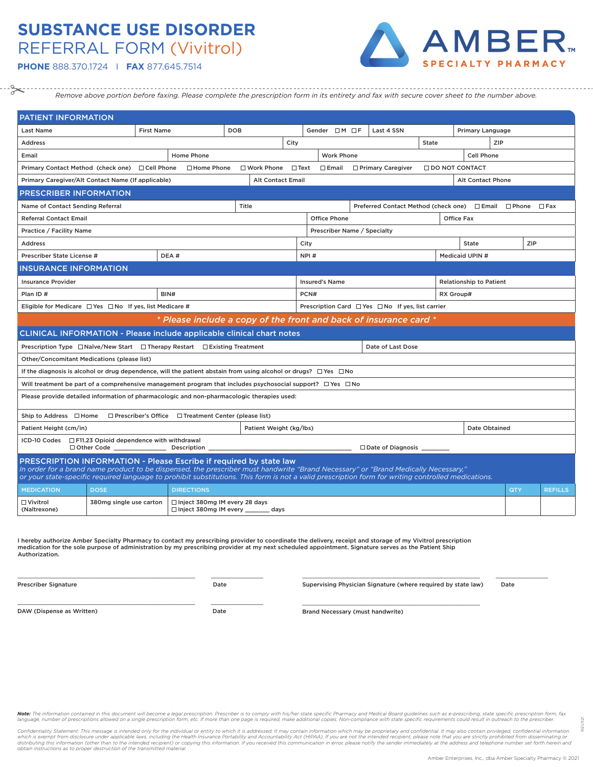# SUBSTANCE USE DISORDER REFERRAL FORM (Vivitrol)

**PHONE** 888.370.1724 | **FAX** 877.645.7514

AMBER SPECIALTY PHARMACY

*Remove above portion before faxing. Please complete the prescription form in its entirety and fax with secure cover sheet to the number above.*

## PATIENT INFORMATION

| Last Name | First Name | DOB | Gender ☐M ☐F | Last 4 SSN | Primary Language |
|---|---|---|---|---|---|

| Address | City | State | ZIP |
|---|---|---|---|

| Email | Home Phone | Work Phone | Cell Phone |
|---|---|---|---|

Primary Contact Method (check one) ☐Cell Phone ☐Home Phone ☐Work Phone ☐Text ☐Email ☐Primary Caregiver ☐DO NOT CONTACT

| Primary Caregiver/Alt Contact Name (If applicable) | Alt Contact Email | Alt Contact Phone |
|---|---|---|

## PRESCRIBER INFORMATION

| Name of Contact Sending Referral | Title | Preferred Contact Method (check one) ☐Email ☐Phone ☐Fax |
|---|---|---|

| Referral Contact Email | Office Phone | Office Fax |
|---|---|---|

| Practice / Facility Name | Prescriber Name / Specialty |
|---|---|

| Address | City | State | ZIP |
|---|---|---|---|

| Prescriber State License # | DEA # | NPI # | Medicaid UPIN # |
|---|---|---|---|

## INSURANCE INFORMATION

| Insurance Provider | Insured's Name | Relationship to Patient |
|---|---|---|

| Plan ID # | BIN# | PCN# | RX Group# |
|---|---|---|---|

| Eligible for Medicare ☐Yes ☐No If yes, list Medicare # | Prescription Card ☐Yes ☐No If yes, list carrier |
|---|---|

*\* Please include a copy of the front and back of insurance card \**

## CLINICAL INFORMATION - Please include applicable clinical chart notes

| Prescription Type ☐Naïve/New Start ☐Therapy Restart ☐Existing Treatment | Date of Last Dose |
|---|---|

Other/Concomitant Medications (please list)

If the diagnosis is alcohol or drug dependence, will the patient abstain from using alcohol or drugs? ☐Yes ☐No

Will treatment be part of a comprehensive management program that includes psychosocial support? ☐Yes ☐No

Please provide detailed information of pharmacologic and non-pharmacologic therapies used:

Ship to Address ☐Home ☐Prescriber's Office ☐Treatment Center (please list)

| Patient Height (cm/in) | Patient Weight (kg/lbs) | Date Obtained |
|---|---|---|

ICD-10 Codes ☐F11.23 Opioid dependence with withdrawal
☐Other Code ______________ Description ______________________________ ☐Date of Diagnosis ________

## PRESCRIPTION INFORMATION - Please Escribe if required by state law

*In order for a brand name product to be dispensed, the prescriber must handwrite "Brand Necessary" or "Brand Medically Necessary," or your state-specific required language to prohibit substitutions. This form is not a valid prescription form for writing controlled medications.*

| MEDICATION | DOSE | DIRECTIONS | QTY | REFILLS |
|---|---|---|---|---|
| ☐Vivitrol (Naltrexone) | 380mg single use carton | ☐Inject 380mg IM every 28 days<br>☐Inject 380mg IM every _______ days | | |

I hereby authorize Amber Specialty Pharmacy to contact my prescribing provider to coordinate the delivery, receipt and storage of my Vivitrol prescription medication for the sole purpose of administration by my prescribing provider at my next scheduled appointment. Signature serves as the Patient Ship Authorization.

Prescriber Signature ______________________ Date __________ Supervising Physician Signature (where required by state law) ______________________ Date __________

DAW (Dispense as Written) ______________________ Date __________ Brand Necessary (must handwrite) ______________________

***Note:*** *The information contained in this document will become a legal prescription. Prescriber is to comply with his/her state specific Pharmacy and Medical Board guidelines such as e-prescribing, state specific prescription form, fax language, number of prescriptions allowed on a single prescription form, etc. If more than one page is required, make additional copies. Non-compliance with state specific requirements could result in outreach to the prescriber.*

*Confidentiality Statement: This message is intended only for the individual or entity to which it is addressed. It may contain information which may be proprietary and confidential. It may also contain privileged, confidential information which is exempt from disclosure under applicable laws, including the Health Insurance Portability and Accountability Act (HIPAA). If you are not the intended recipient, please note that you are strictly prohibited from disseminating or distributing this information (other than to the intended recipient) or copying this information. If you received this communication in error, please notify the sender immediately at the address and telephone number set forth herein and obtain instructions as to proper destruction of the transmitted material.*

Amber Enterprises, Inc., dba Amber Specialty Pharmacy © 2021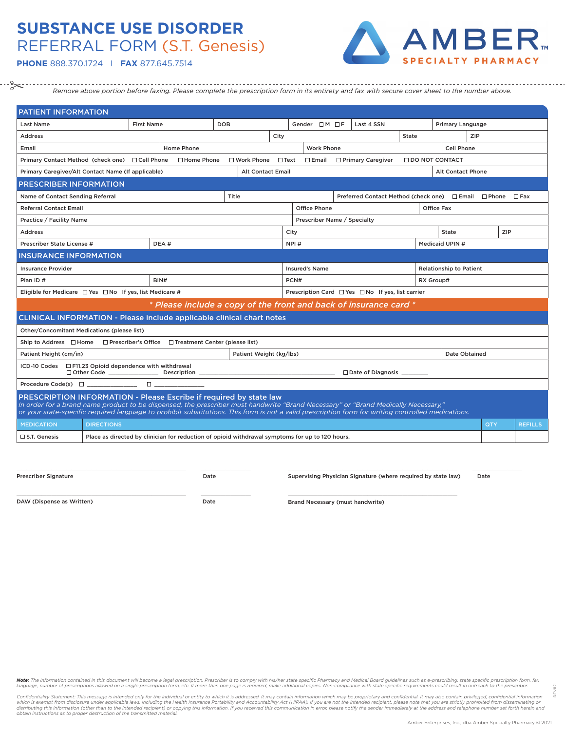# SUBSTANCE USE DISORDER REFERRAL FORM (S.T. Genesis)

**PHONE** 888.370.1724 | **FAX** 877.645.7514

AMBER SPECIALTY PHARMACY

*Remove above portion before faxing. Please complete the prescription form in its entirety and fax with secure cover sheet to the number above.*

## PATIENT INFORMATION

| | | | | | |
|---|---|---|---|---|---|
| Last Name | First Name | DOB | Gender ☐ M ☐ F | Last 4 SSN | Primary Language |
| Address | | City | | State | ZIP |
| Email | Home Phone | | Work Phone | | Cell Phone |
| Primary Contact Method (check one) ☐ Cell Phone ☐ Home Phone ☐ Work Phone ☐ Text ☐ Email ☐ Primary Caregiver ☐ DO NOT CONTACT | | | | | |
| Primary Caregiver/Alt Contact Name (If applicable) | | Alt Contact Email | | | Alt Contact Phone |

## PRESCRIBER INFORMATION

| | | | | |
|---|---|---|---|---|
| Name of Contact Sending Referral | Title | Preferred Contact Method (check one) ☐ Email ☐ Phone ☐ Fax | | |
| Referral Contact Email | | Office Phone | Office Fax | |
| Practice / Facility Name | | Prescriber Name / Specialty | | |
| Address | | City | State | ZIP |
| Prescriber State License # | DEA # | NPI # | Medicaid UPIN # | |

## INSURANCE INFORMATION

| | | | |
|---|---|---|---|
| Insurance Provider | | Insured's Name | Relationship to Patient |
| Plan ID # | BIN# | PCN# | RX Group# |
| Eligible for Medicare ☐ Yes ☐ No If yes, list Medicare # | | Prescription Card ☐ Yes ☐ No If yes, list carrier | |

*** Please include a copy of the front and back of insurance card ***

## CLINICAL INFORMATION - Please include applicable clinical chart notes

| | | |
|---|---|---|
| Other/Concomitant Medications (please list) | | |
| Ship to Address ☐ Home ☐ Prescriber's Office ☐ Treatment Center (please list) | | |
| Patient Height (cm/in) | Patient Weight (kg/lbs) | Date Obtained |
| ICD-10 Codes ☐ F11.23 Opioid dependence with withdrawal ☐ Other Code ______________ Description ________________________________________ | ☐ Date of Diagnosis ________ | |
| Procedure Code(s) ☐ ______________ ☐ ______________ | | |

## PRESCRIPTION INFORMATION - Please Escribe if required by state law

*In order for a brand name product to be dispensed, the prescriber must handwrite "Brand Necessary" or "Brand Medically Necessary," or your state-specific required language to prohibit substitutions. This form is not a valid prescription form for writing controlled medications.*

| MEDICATION | DIRECTIONS | QTY | REFILLS |
|---|---|---|---|
| ☐ S.T. Genesis | Place as directed by clinician for reduction of opioid withdrawal symptoms for up to 120 hours. | | |

______________________________ Prescriber Signature ______________ Date

______________________________ Supervising Physician Signature (where required by state law) ______________ Date

______________________________ DAW (Dispense as Written) ______________ Date

______________________________ Brand Necessary (must handwrite)

***Note:*** *The information contained in this document will become a legal prescription. Prescriber is to comply with his/her state specific Pharmacy and Medical Board guidelines such as e-prescribing, state specific prescription form, fax language, number of prescriptions allowed on a single prescription form, etc. If more than one page is required, make additional copies. Non-compliance with state specific requirements could result in outreach to the prescriber.*

*Confidentiality Statement: This message is intended only for the individual or entity to which it is addressed. It may contain information which may be proprietary and confidential. It may also contain privileged, confidential information which is exempt from disclosure under applicable laws, including the Health Insurance Portability and Accountability Act (HIPAA). If you are not the intended recipient, please note that you are strictly prohibited from disseminating or distributing this information (other than to the intended recipient) or copying this information. If you received this communication in error, please notify the sender immediately at the address and telephone number set forth herein and obtain instructions as to proper destruction of the transmitted material.*

REV.1121

Amber Enterprises, Inc., dba Amber Specialty Pharmacy © 2021